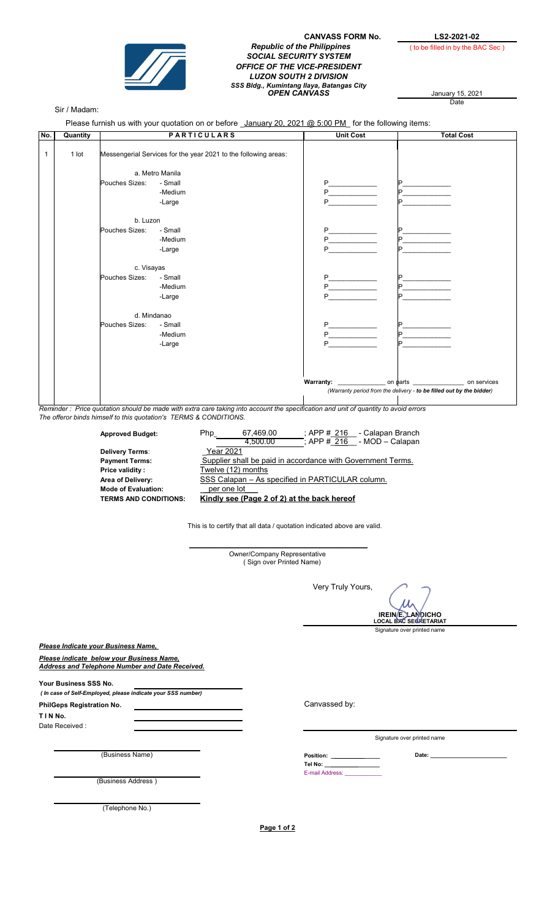**CANVASS FORM No.** **LS2-2021-02**

( to be filled in by the BAC Sec )

***Republic of the Philippines***
***SOCIAL SECURITY SYSTEM***
***OFFICE OF THE VICE-PRESIDENT***
***LUZON SOUTH 2 DIVISION***
***SSS Bldg., Kumintang Ilaya, Batangas City***
***OPEN CANVASS***

January 15, 2021
Date

Sir / Madam:

Please furnish us with your quotation on or before _January 20, 2021 @ 5:00 PM_ for the following items:

| No. | Quantity | PARTICULARS | Unit Cost | Total Cost |
|---|---|---|---|---|
| 1 | 1 lot | Messengerial Services for the year 2021 to the following areas: | | |
| | | a. Metro Manila | | |
| | | Pouches Sizes: - Small | P____________ | P____________ |
| | | -Medium | P____________ | P____________ |
| | | -Large | P____________ | P____________ |
| | | b. Luzon | | |
| | | Pouches Sizes: - Small | P____________ | P____________ |
| | | -Medium | P____________ | P____________ |
| | | -Large | P____________ | P____________ |
| | | c. Visayas | | |
| | | Pouches Sizes: - Small | P____________ | P____________ |
| | | -Medium | P____________ | P____________ |
| | | -Large | P____________ | P____________ |
| | | d. Mindanao | | |
| | | Pouches Sizes: - Small | P____________ | P____________ |
| | | -Medium | P____________ | P____________ |
| | | -Large | P____________ | P____________ |
| | | | **Warranty:** ____________ on parts | ______________ on services |
| | | | *(Warranty period from the delivery - **to be filled out by the bidder**)* | |

*Reminder : Price quotation should be made with extra care taking into account the specification and unit of quantity to avoid errors*
*The offeror binds himself to this quotation's TERMS & CONDITIONS.*

| | |
|---|---|
| **Approved Budget:** | Php 67,469.00 ; APP # 216 - Calapan Branch |
| | 4,500.00 ; APP # 216 - MOD – Calapan |
| **Delivery Terms**: | Year 2021 |
| **Payment Terms:** | Supplier shall be paid in accordance with Government Terms. |
| **Price validity :** | Twelve (12) months |
| **Area of Delivery:** | SSS Calapan – As specified in PARTICULAR column. |
| **Mode of Evaluation:** | per one lot |
| **TERMS AND CONDITIONS:** | **Kindly see (Page 2 of 2) at the back hereof** |

This is to certify that all data / quotation indicated above are valid.

_______________________________________
Owner/Company Representative
( Sign over Printed Name)

Very Truly Yours,

**IREIN E. LANDICHO**
**LOCAL BAC SECRETARIAT**
Signature over printed name

***Please Indicate your Business Name,***

***Please indicate below your Business Name, Address and Telephone Number and Date Received.***

**Your Business SSS No.** ____________________
***( In case of Self-Employed, please indicate your SSS number)***

**PhilGeps Registration No.** ____________________

**T I N No.** ____________________

Date Received : ____________________

Canvassed by:

_______________________________________
Signature over printed name

**Position:** ____________ **Date:** ____________________
**Tel No:** ____________
E-mail Address: ____________

_______________________
(Business Name)

_______________________
(Business Address )

_______________________
(Telephone No.)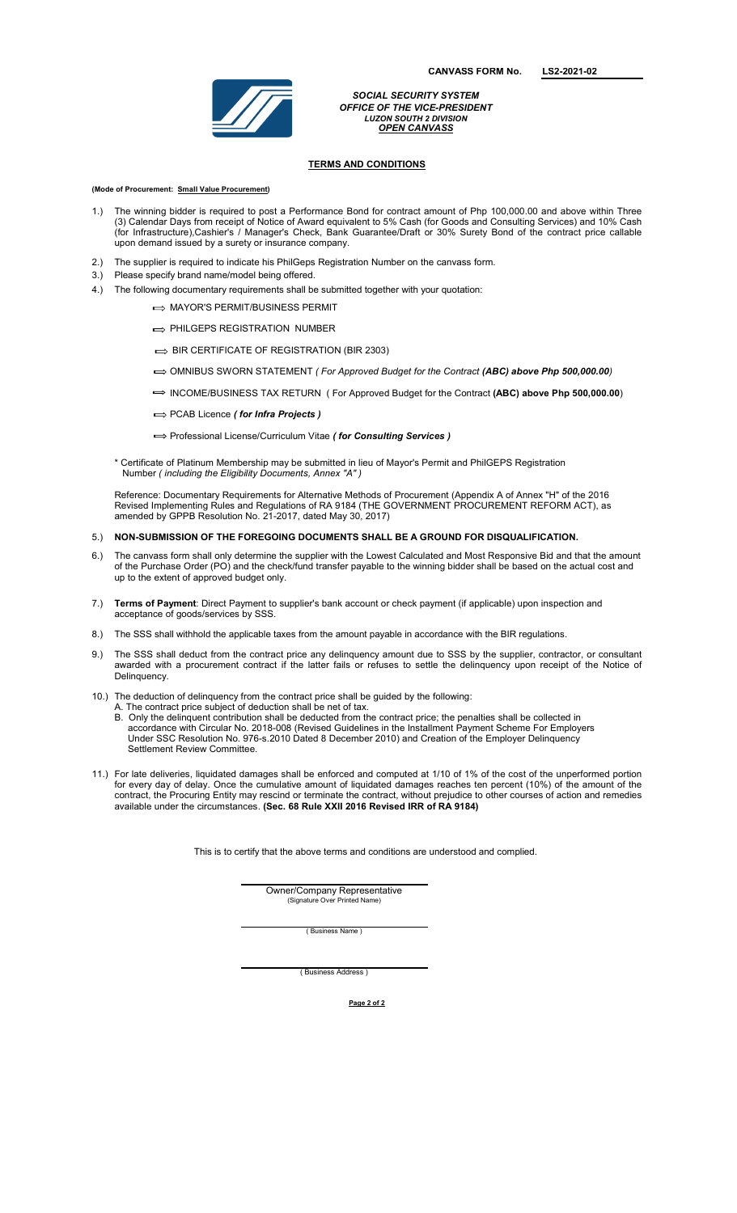**CANVASS FORM No. LS2-2021-02**

*SOCIAL SECURITY SYSTEM*
*OFFICE OF THE VICE-PRESIDENT*
*LUZON SOUTH 2 DIVISION*
***OPEN CANVASS***

## TERMS AND CONDITIONS

**(Mode of Procurement: Small Value Procurement)**

1.) The winning bidder is required to post a Performance Bond for contract amount of Php 100,000.00 and above within Three (3) Calendar Days from receipt of Notice of Award equivalent to 5% Cash (for Goods and Consulting Services) and 10% Cash (for Infrastructure),Cashier's / Manager's Check, Bank Guarantee/Draft or 30% Surety Bond of the contract price callable upon demand issued by a surety or insurance company.

2.) The supplier is required to indicate his PhilGeps Registration Number on the canvass form.

3.) Please specify brand name/model being offered.

4.) The following documentary requirements shall be submitted together with your quotation:

- ⟹ MAYOR'S PERMIT/BUSINESS PERMIT
- ⟹ PHILGEPS REGISTRATION NUMBER
- ⟹ BIR CERTIFICATE OF REGISTRATION (BIR 2303)
- ⟹ OMNIBUS SWORN STATEMENT *( For Approved Budget for the Contract **(ABC) above Php 500,000.00**)*
- ⟹ INCOME/BUSINESS TAX RETURN ( For Approved Budget for the Contract **(ABC) above Php 500,000.00**)
- ⟹ PCAB Licence ***( for Infra Projects )***
- ⟹ Professional License/Curriculum Vitae ***( for Consulting Services )***

\* Certificate of Platinum Membership may be submitted in lieu of Mayor's Permit and PhilGEPS Registration Number *( including the Eligibility Documents, Annex "A" )*

Reference: Documentary Requirements for Alternative Methods of Procurement (Appendix A of Annex "H" of the 2016 Revised Implementing Rules and Regulations of RA 9184 (THE GOVERNMENT PROCUREMENT REFORM ACT), as amended by GPPB Resolution No. 21-2017, dated May 30, 2017)

5.) **NON-SUBMISSION OF THE FOREGOING DOCUMENTS SHALL BE A GROUND FOR DISQUALIFICATION.**

6.) The canvass form shall only determine the supplier with the Lowest Calculated and Most Responsive Bid and that the amount of the Purchase Order (PO) and the check/fund transfer payable to the winning bidder shall be based on the actual cost and up to the extent of approved budget only.

7.) **Terms of Payment**: Direct Payment to supplier's bank account or check payment (if applicable) upon inspection and acceptance of goods/services by SSS.

8.) The SSS shall withhold the applicable taxes from the amount payable in accordance with the BIR regulations.

9.) The SSS shall deduct from the contract price any delinquency amount due to SSS by the supplier, contractor, or consultant awarded with a procurement contract if the latter fails or refuses to settle the delinquency upon receipt of the Notice of Delinquency.

10.) The deduction of delinquency from the contract price shall be guided by the following:

A. The contract price subject of deduction shall be net of tax.

B. Only the delinquent contribution shall be deducted from the contract price; the penalties shall be collected in accordance with Circular No. 2018-008 (Revised Guidelines in the Installment Payment Scheme For Employers Under SSC Resolution No. 976-s.2010 Dated 8 December 2010) and Creation of the Employer Delinquency Settlement Review Committee.

11.) For late deliveries, liquidated damages shall be enforced and computed at 1/10 of 1% of the cost of the unperformed portion for every day of delay. Once the cumulative amount of liquidated damages reaches ten percent (10%) of the amount of the contract, the Procuring Entity may rescind or terminate the contract, without prejudice to other courses of action and remedies available under the circumstances. **(Sec. 68 Rule XXII 2016 Revised IRR of RA 9184)**

This is to certify that the above terms and conditions are understood and complied.

\_\_\_\_\_\_\_\_\_\_\_\_\_\_\_\_\_\_\_\_\_\_\_\_\_\_\_\_\_\_
Owner/Company Representative
(Signature Over Printed Name)

\_\_\_\_\_\_\_\_\_\_\_\_\_\_\_\_\_\_\_\_\_\_\_\_\_\_\_\_\_\_
( Business Name )

\_\_\_\_\_\_\_\_\_\_\_\_\_\_\_\_\_\_\_\_\_\_\_\_\_\_\_\_\_\_
( Business Address )